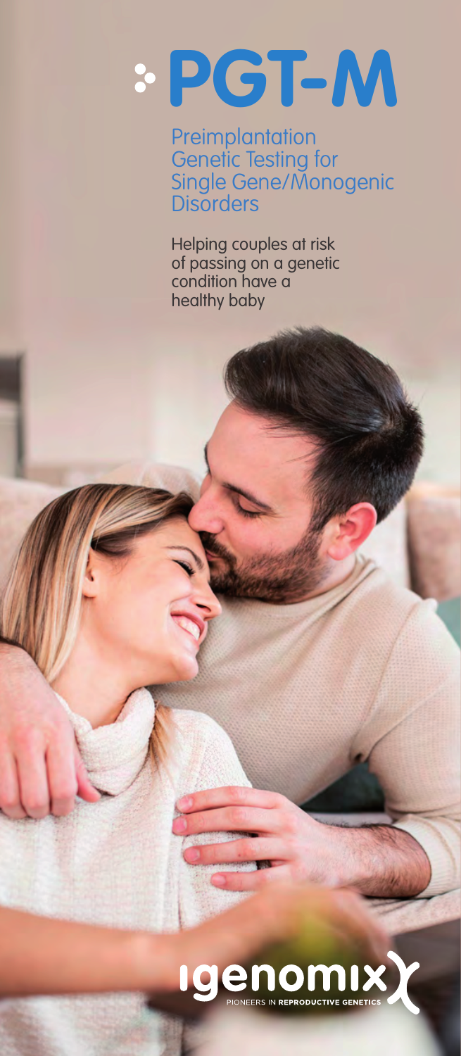# PGT-M

## Preimplantation Genetic Testing for Single Gene/Monogenic Disorders

Helping couples at risk of passing on a genetic condition have a healthy baby

igenomix

PIONEERS IN REPRODUCTIVE GENETICS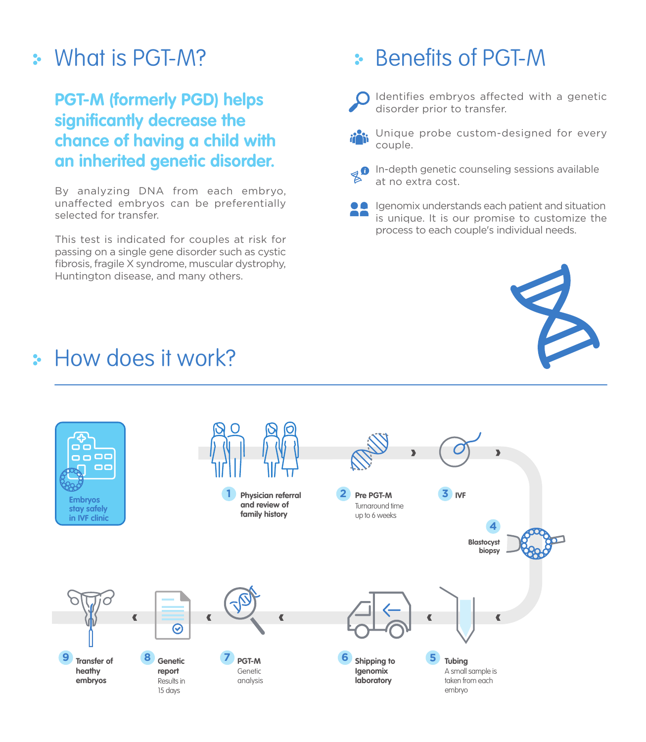## What is PGT-M?

**PGT-M (formerly PGD) helps significantly decrease the chance of having a child with an inherited genetic disorder.**

By analyzing DNA from each embryo, unaffected embryos can be preferentially selected for transfer.

This test is indicated for couples at risk for passing on a single gene disorder such as cystic fibrosis, fragile X syndrome, muscular dystrophy, Huntington disease, and many others.

## Benefits of PGT-M

- Identifies embryos affected with a genetic disorder prior to transfer.
- Unique probe custom-designed for every couple.
- In-depth genetic counseling sessions available at no extra cost.
- Igenomix understands each patient and situation is unique. It is our promise to customize the process to each couple's individual needs.

## How does it work?

**Embryos stay safely in IVF clinic**

1. **Physician referral and review of family history**
2. **Pre PGT-M** Turnaround time up to 6 weeks
3. **IVF**
4. **Blastocyst biopsy**
5. **Tubing** A small sample is taken from each embryo
6. **Shipping to Igenomix laboratory**
7. **PGT-M** Genetic analysis
8. **Genetic report** Results in 15 days
9. **Transfer of heathy embryos**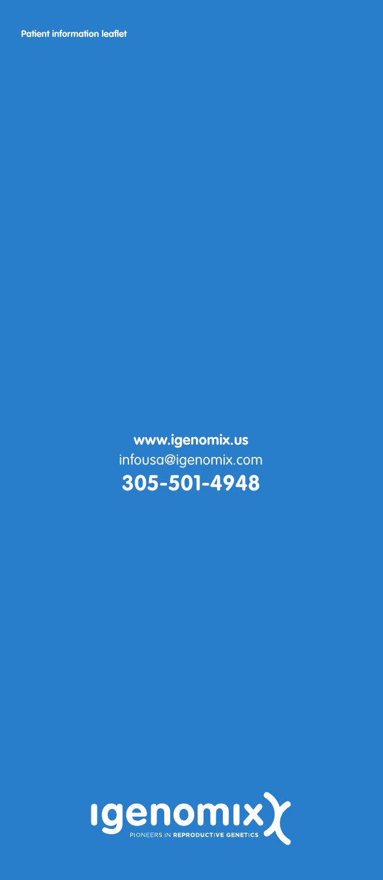Patient information leaflet

**www.igenomix.us**
infousa@igenomix.com
**305-501-4948**

igenomix
PIONEERS IN **REPRODUCTIVE GENETICS**